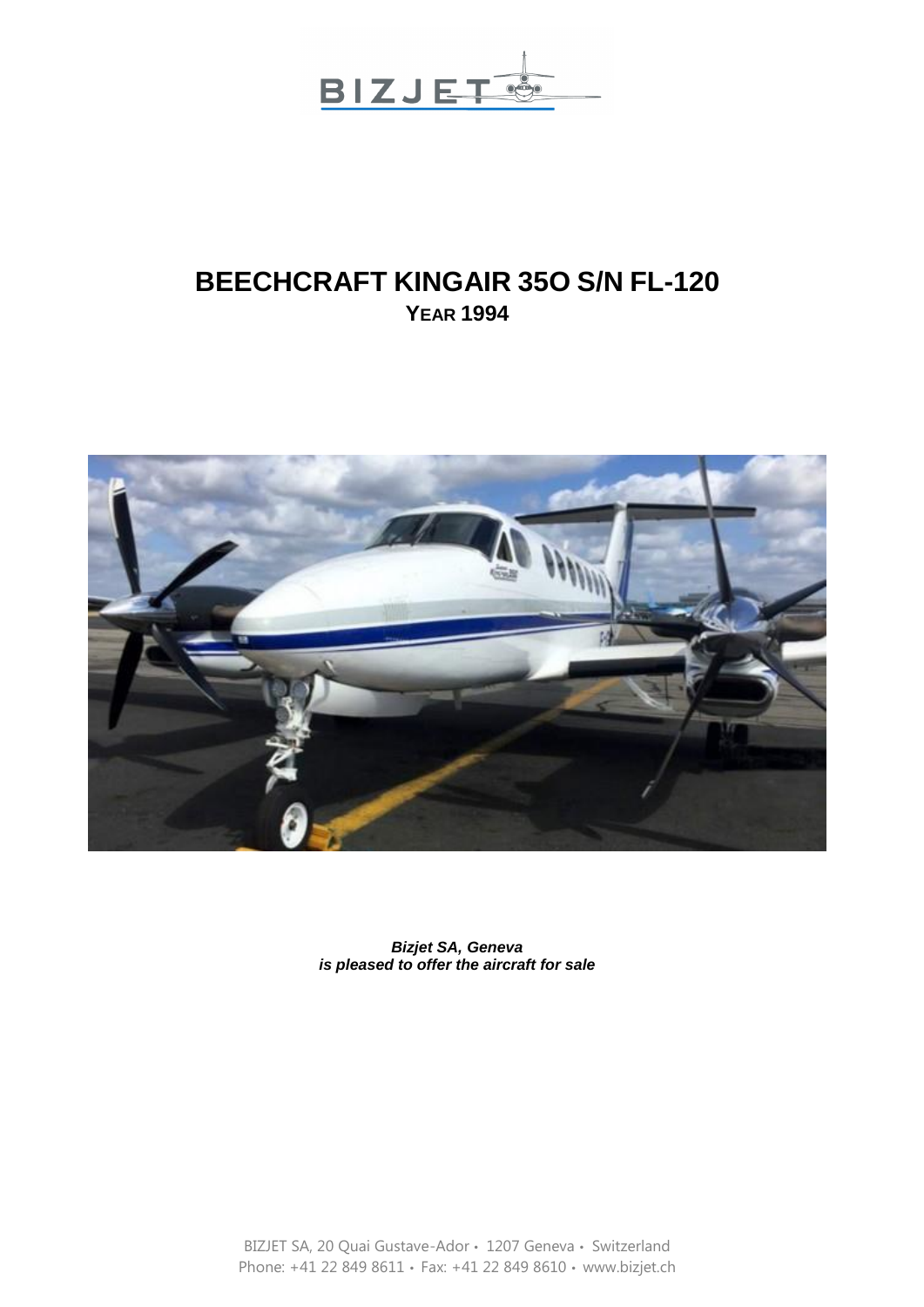# BEECHCRAFT KINGAIR 35O S/N FL-120

## YEAR 1994

***Bizjet SA, Geneva***
***is pleased to offer the aircraft for sale***

BIZJET SA, 20 Quai Gustave-Ador • 1207 Geneva • Switzerland
Phone: +41 22 849 8611 • Fax: +41 22 849 8610 • www.bizjet.ch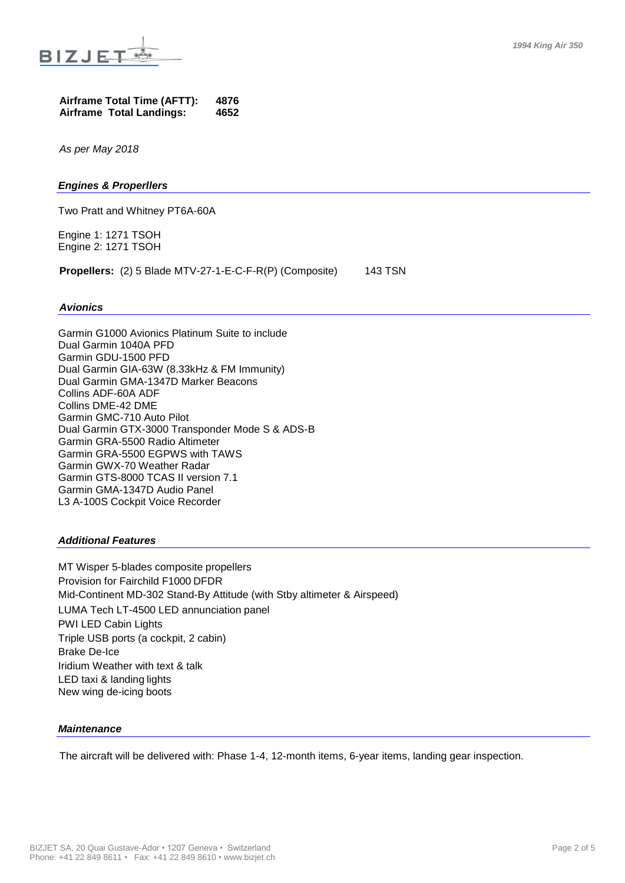**Airframe Total Time (AFTT): 4876**
**Airframe Total Landings: 4652**

*As per May 2018*

## *Engines & Properllers*

Two Pratt and Whitney PT6A-60A

Engine 1: 1271 TSOH
Engine 2: 1271 TSOH

**Propellers:** (2) 5 Blade MTV-27-1-E-C-F-R(P) (Composite) 143 TSN

## *Avionics*

Garmin G1000 Avionics Platinum Suite to include
Dual Garmin 1040A PFD
Garmin GDU-1500 PFD
Dual Garmin GIA-63W (8.33kHz & FM Immunity)
Dual Garmin GMA-1347D Marker Beacons
Collins ADF-60A ADF
Collins DME-42 DME
Garmin GMC-710 Auto Pilot
Dual Garmin GTX-3000 Transponder Mode S & ADS-B
Garmin GRA-5500 Radio Altimeter
Garmin GRA-5500 EGPWS with TAWS
Garmin GWX-70 Weather Radar
Garmin GTS-8000 TCAS II version 7.1
Garmin GMA-1347D Audio Panel
L3 A-100S Cockpit Voice Recorder

## *Additional Features*

MT Wisper 5-blades composite propellers
Provision for Fairchild F1000 DFDR
Mid-Continent MD-302 Stand-By Attitude (with Stby altimeter & Airspeed)
LUMA Tech LT-4500 LED annunciation panel
PWI LED Cabin Lights
Triple USB ports (a cockpit, 2 cabin)
Brake De-Ice
Iridium Weather with text & talk
LED taxi & landing lights
New wing de-icing boots

## *Maintenance*

The aircraft will be delivered with: Phase 1-4, 12-month items, 6-year items, landing gear inspection.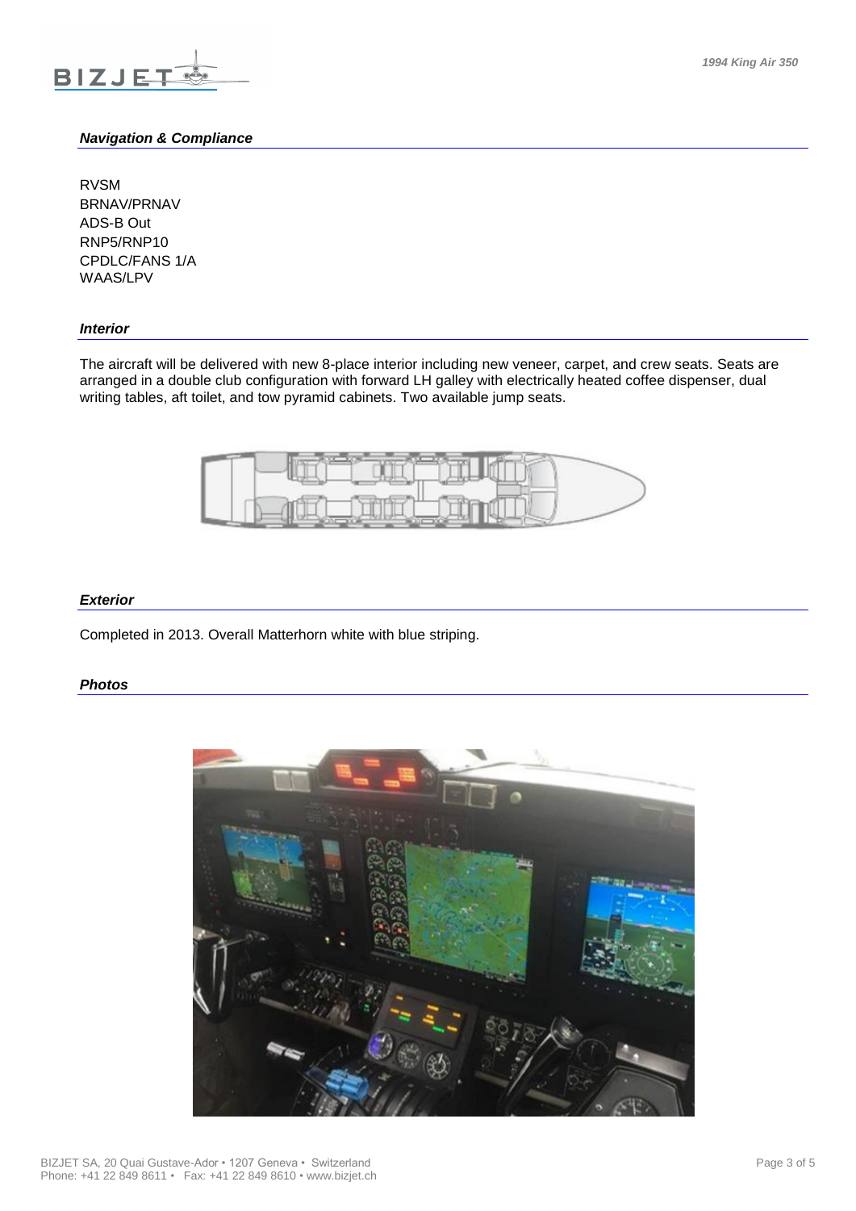### ***Navigation & Compliance***

RVSM
BRNAV/PRNAV
ADS-B Out
RNP5/RNP10
CPDLC/FANS 1/A
WAAS/LPV

### ***Interior***

The aircraft will be delivered with new 8-place interior including new veneer, carpet, and crew seats. Seats are arranged in a double club configuration with forward LH galley with electrically heated coffee dispenser, dual writing tables, aft toilet, and tow pyramid cabinets. Two available jump seats.

### ***Exterior***

Completed in 2013. Overall Matterhorn white with blue striping.

### ***Photos***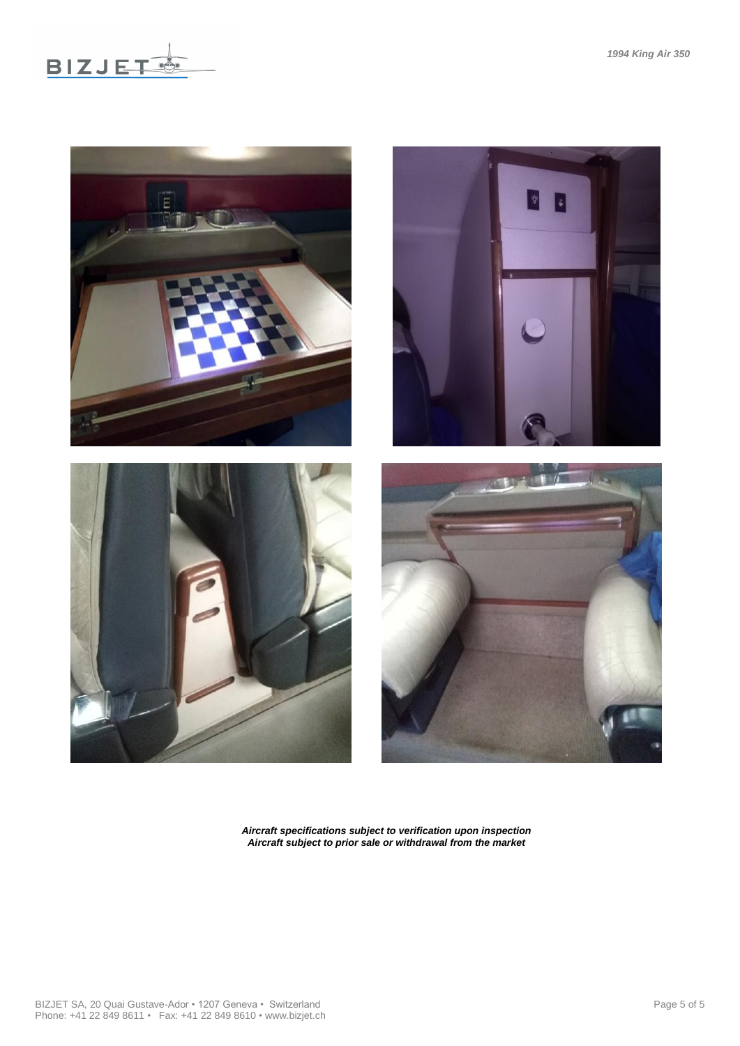*Aircraft specifications subject to verification upon inspection*
*Aircraft subject to prior sale or withdrawal from the market*